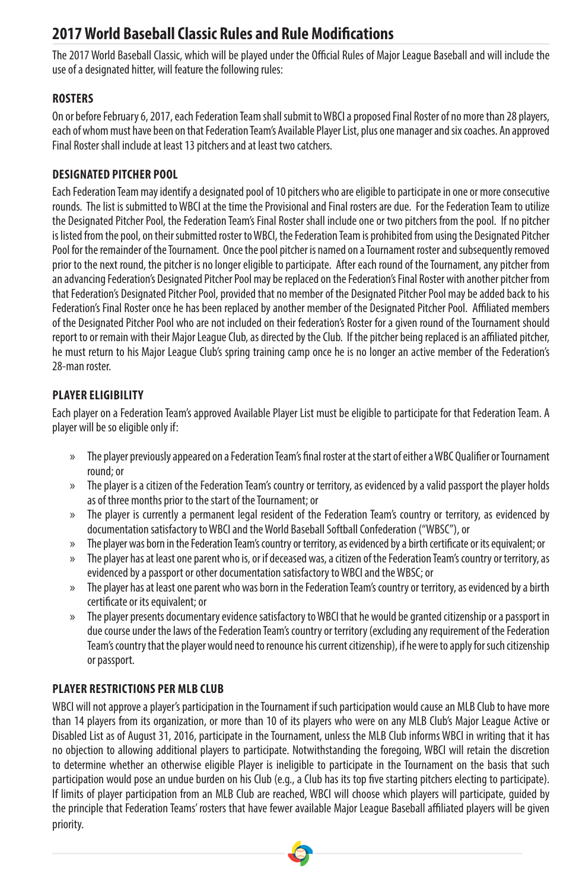# 2017 World Baseball Classic Rules and Rule Modifications

The 2017 World Baseball Classic, which will be played under the Official Rules of Major League Baseball and will include the use of a designated hitter, will feature the following rules:

## ROSTERS

On or before February 6, 2017, each Federation Team shall submit to WBCI a proposed Final Roster of no more than 28 players, each of whom must have been on that Federation Team's Available Player List, plus one manager and six coaches. An approved Final Roster shall include at least 13 pitchers and at least two catchers.

## DESIGNATED PITCHER POOL

Each Federation Team may identify a designated pool of 10 pitchers who are eligible to participate in one or more consecutive rounds. The list is submitted to WBCI at the time the Provisional and Final rosters are due. For the Federation Team to utilize the Designated Pitcher Pool, the Federation Team's Final Roster shall include one or two pitchers from the pool. If no pitcher is listed from the pool, on their submitted roster to WBCI, the Federation Team is prohibited from using the Designated Pitcher Pool for the remainder of the Tournament. Once the pool pitcher is named on a Tournament roster and subsequently removed prior to the next round, the pitcher is no longer eligible to participate. After each round of the Tournament, any pitcher from an advancing Federation's Designated Pitcher Pool may be replaced on the Federation's Final Roster with another pitcher from that Federation's Designated Pitcher Pool, provided that no member of the Designated Pitcher Pool may be added back to his Federation's Final Roster once he has been replaced by another member of the Designated Pitcher Pool. Affiliated members of the Designated Pitcher Pool who are not included on their federation's Roster for a given round of the Tournament should report to or remain with their Major League Club, as directed by the Club. If the pitcher being replaced is an affiliated pitcher, he must return to his Major League Club's spring training camp once he is no longer an active member of the Federation's 28-man roster.

## PLAYER ELIGIBILITY

Each player on a Federation Team's approved Available Player List must be eligible to participate for that Federation Team. A player will be so eligible only if:

- The player previously appeared on a Federation Team's final roster at the start of either a WBC Qualifier or Tournament round; or
- The player is a citizen of the Federation Team's country or territory, as evidenced by a valid passport the player holds as of three months prior to the start of the Tournament; or
- The player is currently a permanent legal resident of the Federation Team's country or territory, as evidenced by documentation satisfactory to WBCI and the World Baseball Softball Confederation ("WBSC"), or
- The player was born in the Federation Team's country or territory, as evidenced by a birth certificate or its equivalent; or
- The player has at least one parent who is, or if deceased was, a citizen of the Federation Team's country or territory, as evidenced by a passport or other documentation satisfactory to WBCI and the WBSC; or
- The player has at least one parent who was born in the Federation Team's country or territory, as evidenced by a birth certificate or its equivalent; or
- The player presents documentary evidence satisfactory to WBCI that he would be granted citizenship or a passport in due course under the laws of the Federation Team's country or territory (excluding any requirement of the Federation Team's country that the player would need to renounce his current citizenship), if he were to apply for such citizenship or passport.

## PLAYER RESTRICTIONS PER MLB CLUB

WBCI will not approve a player's participation in the Tournament if such participation would cause an MLB Club to have more than 14 players from its organization, or more than 10 of its players who were on any MLB Club's Major League Active or Disabled List as of August 31, 2016, participate in the Tournament, unless the MLB Club informs WBCI in writing that it has no objection to allowing additional players to participate. Notwithstanding the foregoing, WBCI will retain the discretion to determine whether an otherwise eligible Player is ineligible to participate in the Tournament on the basis that such participation would pose an undue burden on his Club (e.g., a Club has its top five starting pitchers electing to participate). If limits of player participation from an MLB Club are reached, WBCI will choose which players will participate, guided by the principle that Federation Teams' rosters that have fewer available Major League Baseball affiliated players will be given priority.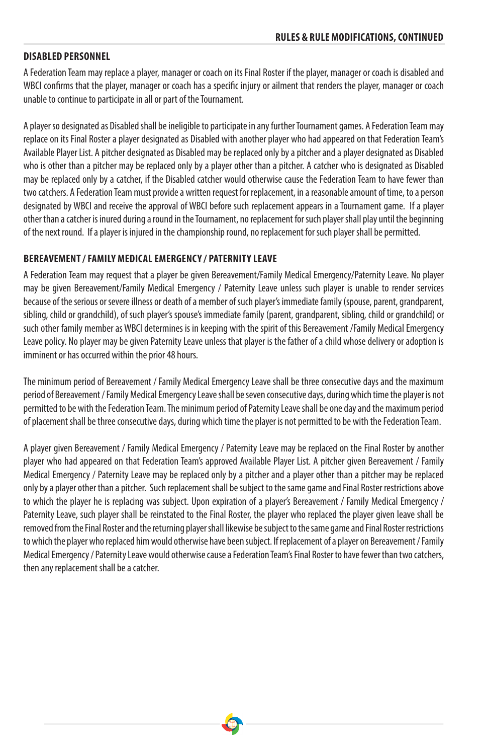## DISABLED PERSONNEL

A Federation Team may replace a player, manager or coach on its Final Roster if the player, manager or coach is disabled and WBCI confirms that the player, manager or coach has a specific injury or ailment that renders the player, manager or coach unable to continue to participate in all or part of the Tournament.

A player so designated as Disabled shall be ineligible to participate in any further Tournament games. A Federation Team may replace on its Final Roster a player designated as Disabled with another player who had appeared on that Federation Team's Available Player List. A pitcher designated as Disabled may be replaced only by a pitcher and a player designated as Disabled who is other than a pitcher may be replaced only by a player other than a pitcher. A catcher who is designated as Disabled may be replaced only by a catcher, if the Disabled catcher would otherwise cause the Federation Team to have fewer than two catchers. A Federation Team must provide a written request for replacement, in a reasonable amount of time, to a person designated by WBCI and receive the approval of WBCI before such replacement appears in a Tournament game. If a player other than a catcher is inured during a round in the Tournament, no replacement for such player shall play until the beginning of the next round. If a player is injured in the championship round, no replacement for such player shall be permitted.

## BEREAVEMENT / FAMILY MEDICAL EMERGENCY / PATERNITY LEAVE

A Federation Team may request that a player be given Bereavement/Family Medical Emergency/Paternity Leave. No player may be given Bereavement/Family Medical Emergency / Paternity Leave unless such player is unable to render services because of the serious or severe illness or death of a member of such player's immediate family (spouse, parent, grandparent, sibling, child or grandchild), of such player's spouse's immediate family (parent, grandparent, sibling, child or grandchild) or such other family member as WBCI determines is in keeping with the spirit of this Bereavement /Family Medical Emergency Leave policy. No player may be given Paternity Leave unless that player is the father of a child whose delivery or adoption is imminent or has occurred within the prior 48 hours.

The minimum period of Bereavement / Family Medical Emergency Leave shall be three consecutive days and the maximum period of Bereavement / Family Medical Emergency Leave shall be seven consecutive days, during which time the player is not permitted to be with the Federation Team. The minimum period of Paternity Leave shall be one day and the maximum period of placement shall be three consecutive days, during which time the player is not permitted to be with the Federation Team.

A player given Bereavement / Family Medical Emergency / Paternity Leave may be replaced on the Final Roster by another player who had appeared on that Federation Team's approved Available Player List. A pitcher given Bereavement / Family Medical Emergency / Paternity Leave may be replaced only by a pitcher and a player other than a pitcher may be replaced only by a player other than a pitcher. Such replacement shall be subject to the same game and Final Roster restrictions above to which the player he is replacing was subject. Upon expiration of a player's Bereavement / Family Medical Emergency / Paternity Leave, such player shall be reinstated to the Final Roster, the player who replaced the player given leave shall be removed from the Final Roster and the returning player shall likewise be subject to the same game and Final Roster restrictions to which the player who replaced him would otherwise have been subject. If replacement of a player on Bereavement / Family Medical Emergency / Paternity Leave would otherwise cause a Federation Team's Final Roster to have fewer than two catchers, then any replacement shall be a catcher.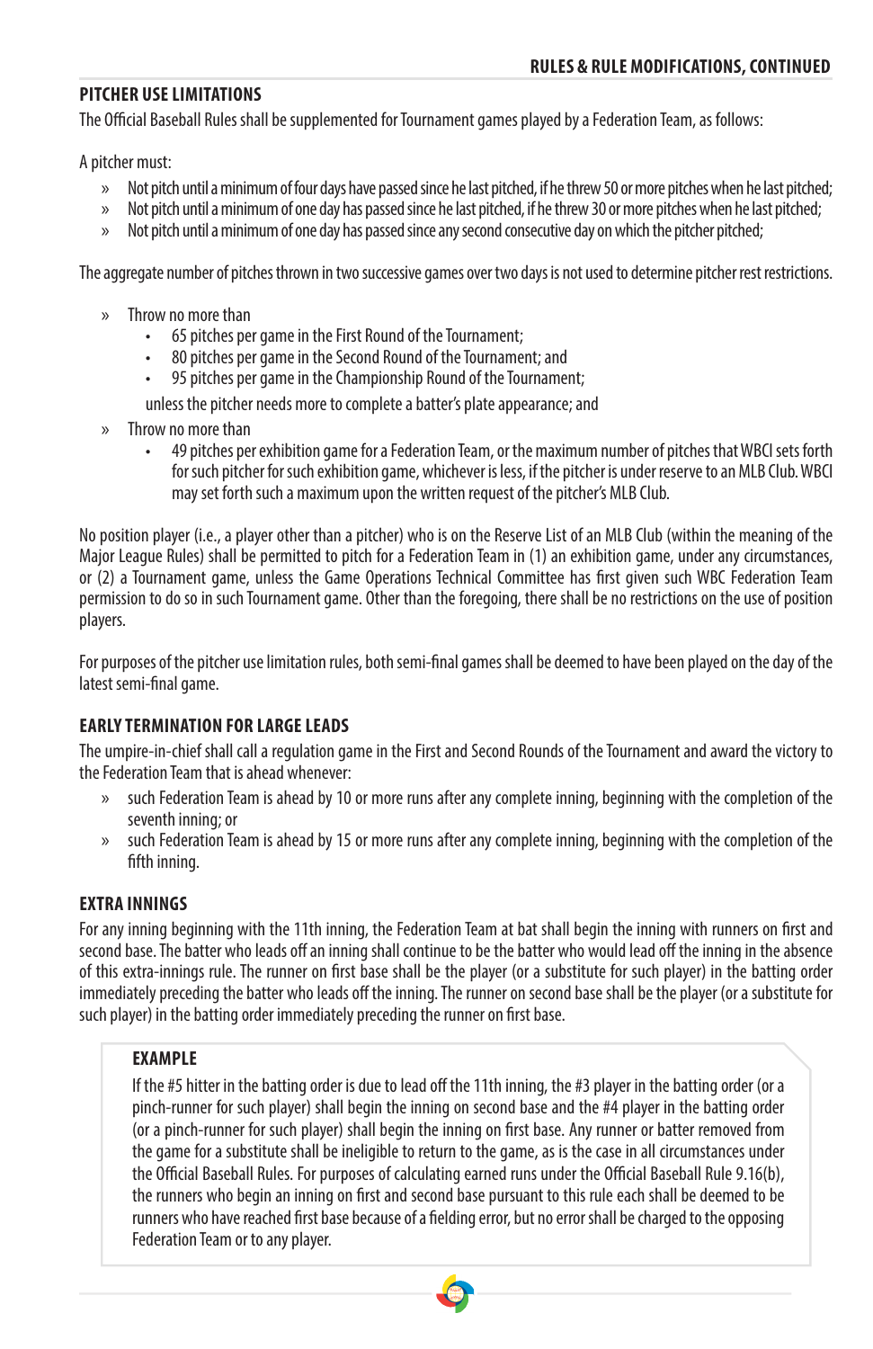## PITCHER USE LIMITATIONS

The Official Baseball Rules shall be supplemented for Tournament games played by a Federation Team, as follows:

A pitcher must:

- Not pitch until a minimum of four days have passed since he last pitched, if he threw 50 or more pitches when he last pitched;
- Not pitch until a minimum of one day has passed since he last pitched, if he threw 30 or more pitches when he last pitched;
- Not pitch until a minimum of one day has passed since any second consecutive day on which the pitcher pitched;

The aggregate number of pitches thrown in two successive games over two days is not used to determine pitcher rest restrictions.

- Throw no more than
  - 65 pitches per game in the First Round of the Tournament;
  - 80 pitches per game in the Second Round of the Tournament; and
  - 95 pitches per game in the Championship Round of the Tournament;

  unless the pitcher needs more to complete a batter's plate appearance; and
- Throw no more than
  - 49 pitches per exhibition game for a Federation Team, or the maximum number of pitches that WBCI sets forth for such pitcher for such exhibition game, whichever is less, if the pitcher is under reserve to an MLB Club. WBCI may set forth such a maximum upon the written request of the pitcher's MLB Club.

No position player (i.e., a player other than a pitcher) who is on the Reserve List of an MLB Club (within the meaning of the Major League Rules) shall be permitted to pitch for a Federation Team in (1) an exhibition game, under any circumstances, or (2) a Tournament game, unless the Game Operations Technical Committee has first given such WBC Federation Team permission to do so in such Tournament game. Other than the foregoing, there shall be no restrictions on the use of position players.

For purposes of the pitcher use limitation rules, both semi-final games shall be deemed to have been played on the day of the latest semi-final game.

## EARLY TERMINATION FOR LARGE LEADS

The umpire-in-chief shall call a regulation game in the First and Second Rounds of the Tournament and award the victory to the Federation Team that is ahead whenever:

- such Federation Team is ahead by 10 or more runs after any complete inning, beginning with the completion of the seventh inning; or
- such Federation Team is ahead by 15 or more runs after any complete inning, beginning with the completion of the fifth inning.

## EXTRA INNINGS

For any inning beginning with the 11th inning, the Federation Team at bat shall begin the inning with runners on first and second base. The batter who leads off an inning shall continue to be the batter who would lead off the inning in the absence of this extra-innings rule. The runner on first base shall be the player (or a substitute for such player) in the batting order immediately preceding the batter who leads off the inning. The runner on second base shall be the player (or a substitute for such player) in the batting order immediately preceding the runner on first base.

> **EXAMPLE**
>
> If the #5 hitter in the batting order is due to lead off the 11th inning, the #3 player in the batting order (or a pinch-runner for such player) shall begin the inning on second base and the #4 player in the batting order (or a pinch-runner for such player) shall begin the inning on first base. Any runner or batter removed from the game for a substitute shall be ineligible to return to the game, as is the case in all circumstances under the Official Baseball Rules. For purposes of calculating earned runs under the Official Baseball Rule 9.16(b), the runners who begin an inning on first and second base pursuant to this rule each shall be deemed to be runners who have reached first base because of a fielding error, but no error shall be charged to the opposing Federation Team or to any player.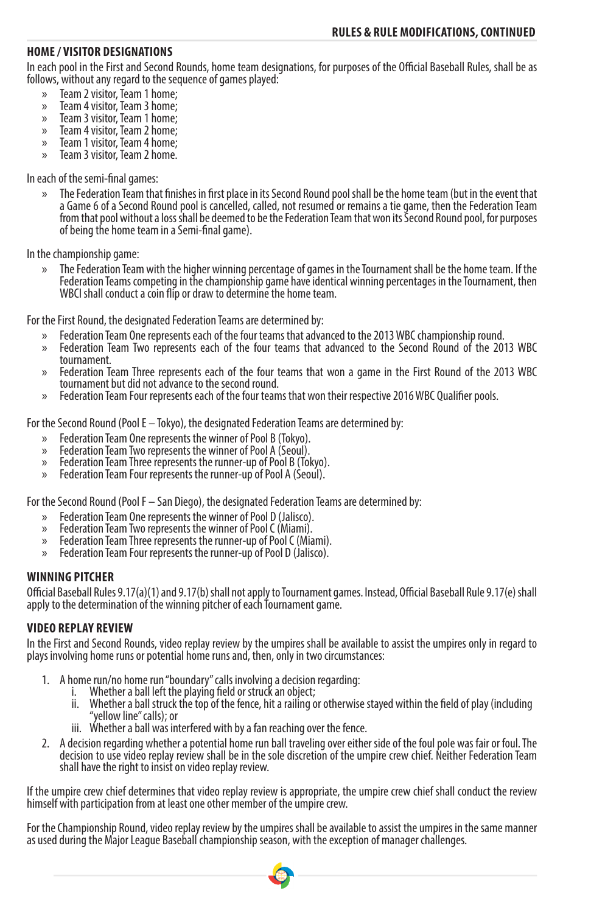## HOME / VISITOR DESIGNATIONS

In each pool in the First and Second Rounds, home team designations, for purposes of the Official Baseball Rules, shall be as follows, without any regard to the sequence of games played:

- Team 2 visitor, Team 1 home;
- Team 4 visitor, Team 3 home;
- Team 3 visitor, Team 1 home;
- Team 4 visitor, Team 2 home;
- Team 1 visitor, Team 4 home;
- Team 3 visitor, Team 2 home.

In each of the semi-final games:

- The Federation Team that finishes in first place in its Second Round pool shall be the home team (but in the event that a Game 6 of a Second Round pool is cancelled, called, not resumed or remains a tie game, then the Federation Team from that pool without a loss shall be deemed to be the Federation Team that won its Second Round pool, for purposes of being the home team in a Semi-final game).

In the championship game:

- The Federation Team with the higher winning percentage of games in the Tournament shall be the home team. If the Federation Teams competing in the championship game have identical winning percentages in the Tournament, then WBCI shall conduct a coin flip or draw to determine the home team.

For the First Round, the designated Federation Teams are determined by:

- Federation Team One represents each of the four teams that advanced to the 2013 WBC championship round.
- Federation Team Two represents each of the four teams that advanced to the Second Round of the 2013 WBC tournament.
- Federation Team Three represents each of the four teams that won a game in the First Round of the 2013 WBC tournament but did not advance to the second round.
- Federation Team Four represents each of the four teams that won their respective 2016 WBC Qualifier pools.

For the Second Round (Pool E – Tokyo), the designated Federation Teams are determined by:

- Federation Team One represents the winner of Pool B (Tokyo).
- Federation Team Two represents the winner of Pool A (Seoul).
- Federation Team Three represents the runner-up of Pool B (Tokyo).
- Federation Team Four represents the runner-up of Pool A (Seoul).

For the Second Round (Pool F – San Diego), the designated Federation Teams are determined by:

- Federation Team One represents the winner of Pool D (Jalisco).
- Federation Team Two represents the winner of Pool C (Miami).
- Federation Team Three represents the runner-up of Pool C (Miami).
- Federation Team Four represents the runner-up of Pool D (Jalisco).

## WINNING PITCHER

Official Baseball Rules 9.17(a)(1) and 9.17(b) shall not apply to Tournament games. Instead, Official Baseball Rule 9.17(e) shall apply to the determination of the winning pitcher of each Tournament game.

## VIDEO REPLAY REVIEW

In the First and Second Rounds, video replay review by the umpires shall be available to assist the umpires only in regard to plays involving home runs or potential home runs and, then, only in two circumstances:

1. A home run/no home run "boundary" calls involving a decision regarding:
   i. Whether a ball left the playing field or struck an object;
   ii. Whether a ball struck the top of the fence, hit a railing or otherwise stayed within the field of play (including "yellow line" calls); or
   iii. Whether a ball was interfered with by a fan reaching over the fence.
2. A decision regarding whether a potential home run ball traveling over either side of the foul pole was fair or foul. The decision to use video replay review shall be in the sole discretion of the umpire crew chief. Neither Federation Team shall have the right to insist on video replay review.

If the umpire crew chief determines that video replay review is appropriate, the umpire crew chief shall conduct the review himself with participation from at least one other member of the umpire crew.

For the Championship Round, video replay review by the umpires shall be available to assist the umpires in the same manner as used during the Major League Baseball championship season, with the exception of manager challenges.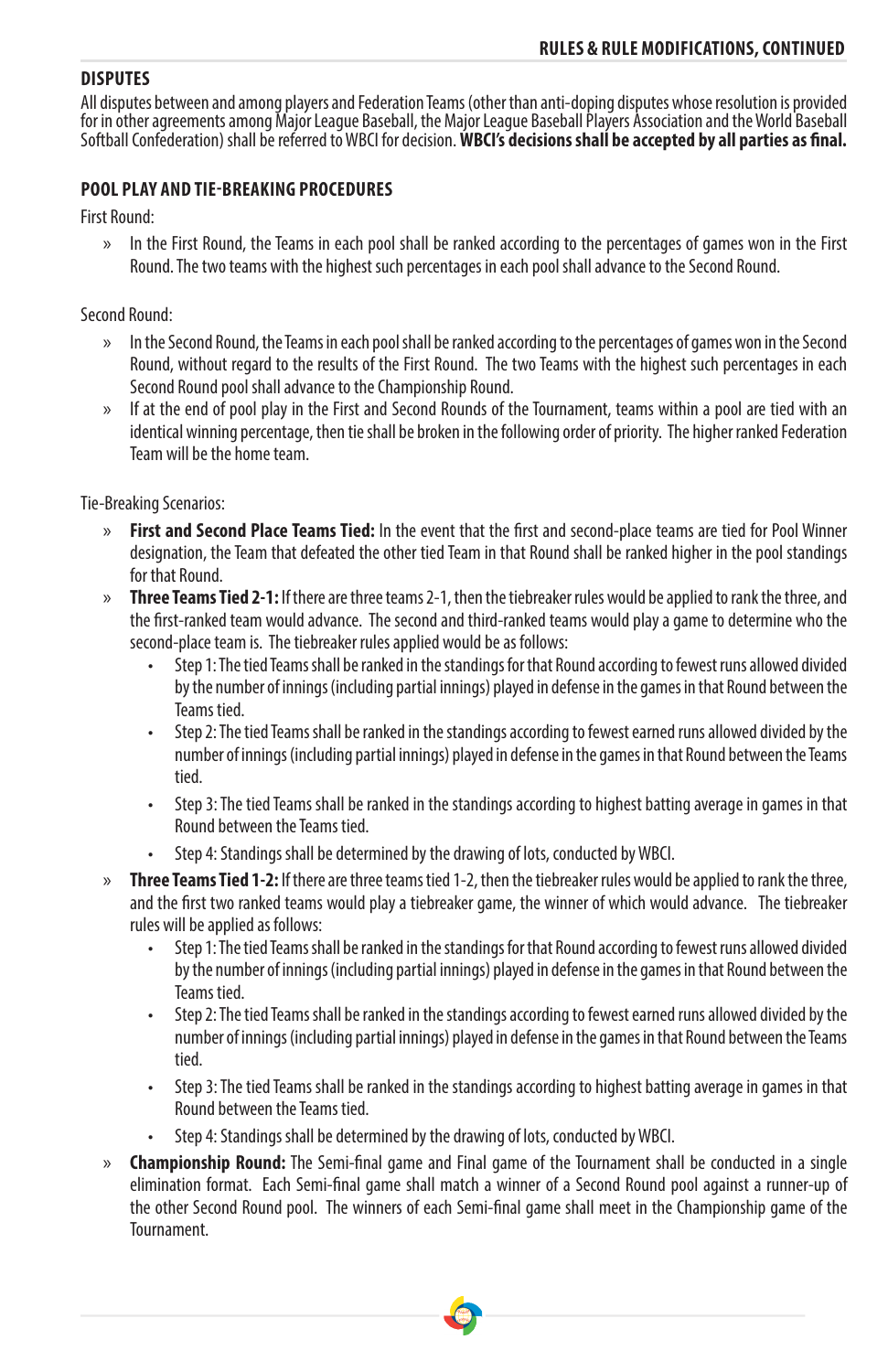## DISPUTES

All disputes between and among players and Federation Teams (other than anti-doping disputes whose resolution is provided for in other agreements among Major League Baseball, the Major League Baseball Players Association and the World Baseball Softball Confederation) shall be referred to WBCI for decision. **WBCI's decisions shall be accepted by all parties as final.**

## POOL PLAY AND TIE-BREAKING PROCEDURES

First Round:

- In the First Round, the Teams in each pool shall be ranked according to the percentages of games won in the First Round. The two teams with the highest such percentages in each pool shall advance to the Second Round.

Second Round:

- In the Second Round, the Teams in each pool shall be ranked according to the percentages of games won in the Second Round, without regard to the results of the First Round. The two Teams with the highest such percentages in each Second Round pool shall advance to the Championship Round.
- If at the end of pool play in the First and Second Rounds of the Tournament, teams within a pool are tied with an identical winning percentage, then tie shall be broken in the following order of priority. The higher ranked Federation Team will be the home team.

Tie-Breaking Scenarios:

- **First and Second Place Teams Tied:** In the event that the first and second-place teams are tied for Pool Winner designation, the Team that defeated the other tied Team in that Round shall be ranked higher in the pool standings for that Round.
- **Three Teams Tied 2-1:** If there are three teams 2-1, then the tiebreaker rules would be applied to rank the three, and the first-ranked team would advance. The second and third-ranked teams would play a game to determine who the second-place team is. The tiebreaker rules applied would be as follows:
  - Step 1: The tied Teams shall be ranked in the standings for that Round according to fewest runs allowed divided by the number of innings (including partial innings) played in defense in the games in that Round between the Teams tied.
  - Step 2: The tied Teams shall be ranked in the standings according to fewest earned runs allowed divided by the number of innings (including partial innings) played in defense in the games in that Round between the Teams tied.
  - Step 3: The tied Teams shall be ranked in the standings according to highest batting average in games in that Round between the Teams tied.
  - Step 4: Standings shall be determined by the drawing of lots, conducted by WBCI.
- **Three Teams Tied 1-2:** If there are three teams tied 1-2, then the tiebreaker rules would be applied to rank the three, and the first two ranked teams would play a tiebreaker game, the winner of which would advance. The tiebreaker rules will be applied as follows:
  - Step 1: The tied Teams shall be ranked in the standings for that Round according to fewest runs allowed divided by the number of innings (including partial innings) played in defense in the games in that Round between the Teams tied.
  - Step 2: The tied Teams shall be ranked in the standings according to fewest earned runs allowed divided by the number of innings (including partial innings) played in defense in the games in that Round between the Teams tied.
  - Step 3: The tied Teams shall be ranked in the standings according to highest batting average in games in that Round between the Teams tied.
  - Step 4: Standings shall be determined by the drawing of lots, conducted by WBCI.
- **Championship Round:** The Semi-final game and Final game of the Tournament shall be conducted in a single elimination format. Each Semi-final game shall match a winner of a Second Round pool against a runner-up of the other Second Round pool. The winners of each Semi-final game shall meet in the Championship game of the Tournament.